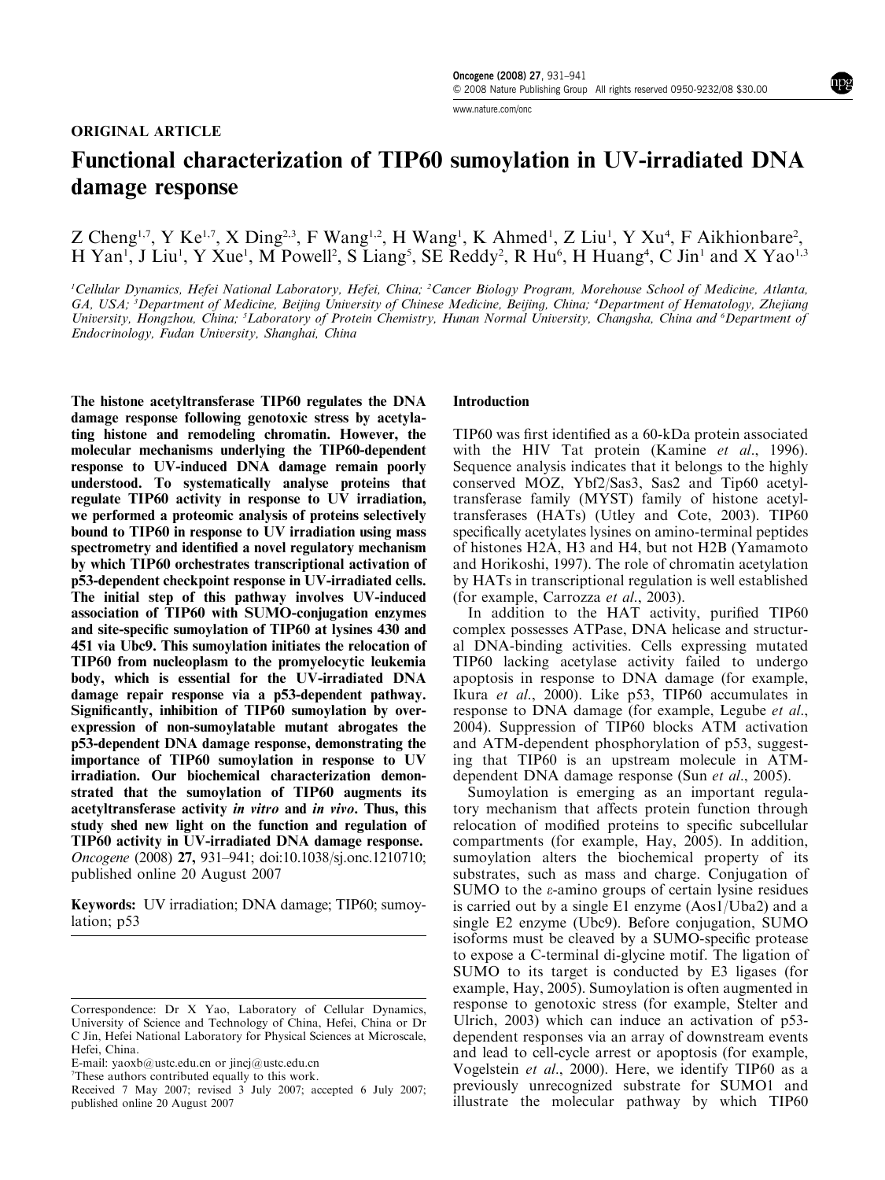ORIGINAL ARTICLE

# Functional characterization of TIP60 sumoylation in UV-irradiated DNA damage response

Z Cheng[1,7], Y Ke[1,7], X Ding[2,3], F Wang[1,2], H Wang[1], K Ahmed[1], Z Liu[1], Y Xu[4], F Aikhionbare[2], H Yan[1], J Liu[1], Y Xue[1], M Powell[2], S Liang[5], SE Reddy[2], R Hu[6], H Huang[4], C Jin[1] and X Yao[1,3]

[1]Cellular Dynamics, Hefei National Laboratory, Hefei, China; [2]Cancer Biology Program, Morehouse School of Medicine, Atlanta, GA, USA; [3]Department of Medicine, Beijing University of Chinese Medicine, Beijing, China; [4]Department of Hematology, Zhejiang University, Hongzhou, China; [5]Laboratory of Protein Chemistry, Hunan Normal University, Changsha, China and [6]Department of Endocrinology, Fudan University, Shanghai, China

**The histone acetyltransferase TIP60 regulates the DNA damage response following genotoxic stress by acetylating histone and remodeling chromatin. However, the molecular mechanisms underlying the TIP60-dependent response to UV-induced DNA damage remain poorly understood. To systematically analyse proteins that regulate TIP60 activity in response to UV irradiation, we performed a proteomic analysis of proteins selectively bound to TIP60 in response to UV irradiation using mass spectrometry and identified a novel regulatory mechanism by which TIP60 orchestrates transcriptional activation of p53-dependent checkpoint response in UV-irradiated cells. The initial step of this pathway involves UV-induced association of TIP60 with SUMO-conjugation enzymes and site-specific sumoylation of TIP60 at lysines 430 and 451 via Ubc9. This sumoylation initiates the relocation of TIP60 from nucleoplasm to the promyelocytic leukemia body, which is essential for the UV-irradiated DNA damage repair response via a p53-dependent pathway. Significantly, inhibition of TIP60 sumoylation by overexpression of non-sumoylatable mutant abrogates the p53-dependent DNA damage response, demonstrating the importance of TIP60 sumoylation in response to UV irradiation. Our biochemical characterization demonstrated that the sumoylation of TIP60 augments its acetyltransferase activity *in vitro* and *in vivo*. Thus, this study shed new light on the function and regulation of TIP60 activity in UV-irradiated DNA damage response.**
*Oncogene* (2008) **27,** 931–941; doi:10.1038/sj.onc.1210710; published online 20 August 2007

**Keywords:** UV irradiation; DNA damage; TIP60; sumoylation; p53

## Introduction

TIP60 was first identified as a 60-kDa protein associated with the HIV Tat protein (Kamine *et al*., 1996). Sequence analysis indicates that it belongs to the highly conserved MOZ, Ybf2/Sas3, Sas2 and Tip60 acetyltransferase family (MYST) family of histone acetyltransferases (HATs) (Utley and Cote, 2003). TIP60 specifically acetylates lysines on amino-terminal peptides of histones H2A, H3 and H4, but not H2B (Yamamoto and Horikoshi, 1997). The role of chromatin acetylation by HATs in transcriptional regulation is well established (for example, Carrozza *et al*., 2003).

In addition to the HAT activity, purified TIP60 complex possesses ATPase, DNA helicase and structural DNA-binding activities. Cells expressing mutated TIP60 lacking acetylase activity failed to undergo apoptosis in response to DNA damage (for example, Ikura *et al*., 2000). Like p53, TIP60 accumulates in response to DNA damage (for example, Legube *et al*., 2004). Suppression of TIP60 blocks ATM activation and ATM-dependent phosphorylation of p53, suggesting that TIP60 is an upstream molecule in ATM-dependent DNA damage response (Sun *et al*., 2005).

Sumoylation is emerging as an important regulatory mechanism that affects protein function through relocation of modified proteins to specific subcellular compartments (for example, Hay, 2005). In addition, sumoylation alters the biochemical property of its substrates, such as mass and charge. Conjugation of SUMO to the ε-amino groups of certain lysine residues is carried out by a single E1 enzyme (Aos1/Uba2) and a single E2 enzyme (Ubc9). Before conjugation, SUMO isoforms must be cleaved by a SUMO-specific protease to expose a C-terminal di-glycine motif. The ligation of SUMO to its target is conducted by E3 ligases (for example, Hay, 2005). Sumoylation is often augmented in response to genotoxic stress (for example, Stelter and Ulrich, 2003) which can induce an activation of p53-dependent responses via an array of downstream events and lead to cell-cycle arrest or apoptosis (for example, Vogelstein *et al*., 2000). Here, we identify TIP60 as a previously unrecognized substrate for SUMO1 and illustrate the molecular pathway by which TIP60

Correspondence: Dr X Yao, Laboratory of Cellular Dynamics, University of Science and Technology of China, Hefei, China or Dr C Jin, Hefei National Laboratory for Physical Sciences at Microscale, Hefei, China.
E-mail: yaoxb@ustc.edu.cn or jincj@ustc.edu.cn
[7]These authors contributed equally to this work.
Received 7 May 2007; revised 3 July 2007; accepted 6 July 2007; published online 20 August 2007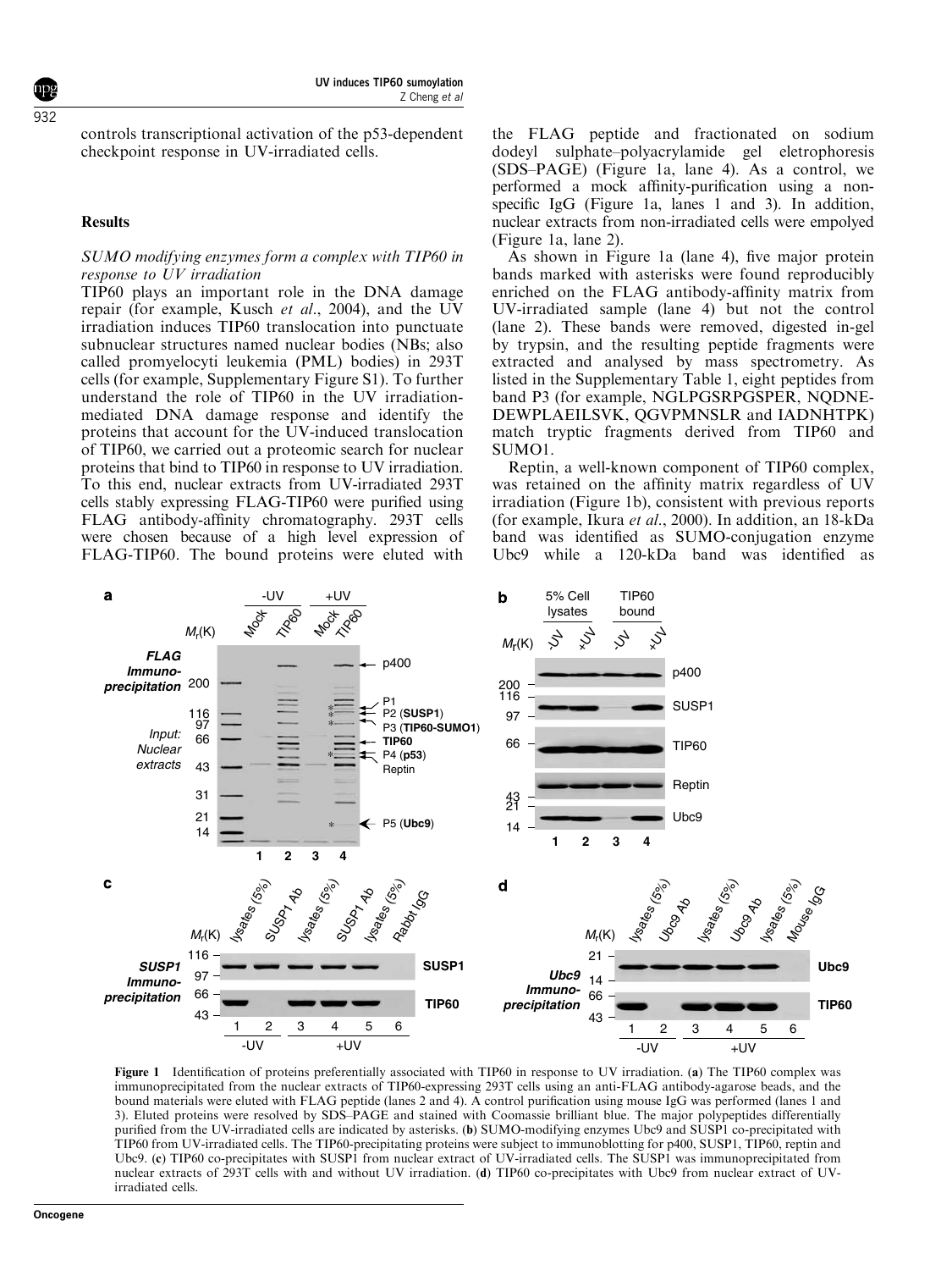controls transcriptional activation of the p53-dependent checkpoint response in UV-irradiated cells.

## Results

### SUMO modifying enzymes form a complex with TIP60 in response to UV irradiation

TIP60 plays an important role in the DNA damage repair (for example, Kusch *et al*., 2004), and the UV irradiation induces TIP60 translocation into punctuate subnuclear structures named nuclear bodies (NBs; also called promyelocyti leukemia (PML) bodies) in 293T cells (for example, Supplementary Figure S1). To further understand the role of TIP60 in the UV irradiation-mediated DNA damage response and identify the proteins that account for the UV-induced translocation of TIP60, we carried out a proteomic search for nuclear proteins that bind to TIP60 in response to UV irradiation. To this end, nuclear extracts from UV-irradiated 293T cells stably expressing FLAG-TIP60 were purified using FLAG antibody-affinity chromatography. 293T cells were chosen because of a high level expression of FLAG-TIP60. The bound proteins were eluted with the FLAG peptide and fractionated on sodium dodeyl sulphate–polyacrylamide gel eletrophoresis (SDS–PAGE) (Figure 1a, lane 4). As a control, we performed a mock affinity-purification using a non-specific IgG (Figure 1a, lanes 1 and 3). In addition, nuclear extracts from non-irradiated cells were empolyed (Figure 1a, lane 2).

As shown in Figure 1a (lane 4), five major protein bands marked with asterisks were found reproducibly enriched on the FLAG antibody-affinity matrix from UV-irradiated sample (lane 4) but not the control (lane 2). These bands were removed, digested in-gel by trypsin, and the resulting peptide fragments were extracted and analysed by mass spectrometry. As listed in the Supplementary Table 1, eight peptides from band P3 (for example, NGLPGSRPGSPER, NQDNE-DEWPLAEILSVK, QGVPMNSLR and IADNHTPK) match tryptic fragments derived from TIP60 and SUMO1.

Reptin, a well-known component of TIP60 complex, was retained on the affinity matrix regardless of UV irradiation (Figure 1b), consistent with previous reports (for example, Ikura *et al*., 2000). In addition, an 18-kDa band was identified as SUMO-conjugation enzyme Ubc9 while a 120-kDa band was identified as

**Figure 1** Identification of proteins preferentially associated with TIP60 in response to UV irradiation. (**a**) The TIP60 complex was immunoprecipitated from the nuclear extracts of TIP60-expressing 293T cells using an anti-FLAG antibody-agarose beads, and the bound materials were eluted with FLAG peptide (lanes 2 and 4). A control purification using mouse IgG was performed (lanes 1 and 3). Eluted proteins were resolved by SDS–PAGE and stained with Coomassie brilliant blue. The major polypeptides differentially purified from the UV-irradiated cells are indicated by asterisks. (**b**) SUMO-modifying enzymes Ubc9 and SUSP1 co-precipitated with TIP60 from UV-irradiated cells. The TIP60-precipitating proteins were subject to immunoblotting for p400, SUSP1, TIP60, reptin and Ubc9. (**c**) TIP60 co-precipitates with SUSP1 from nuclear extract of UV-irradiated cells. The SUSP1 was immunoprecipitated from nuclear extracts of 293T cells with and without UV irradiation. (**d**) TIP60 co-precipitates with Ubc9 from nuclear extract of UV-irradiated cells.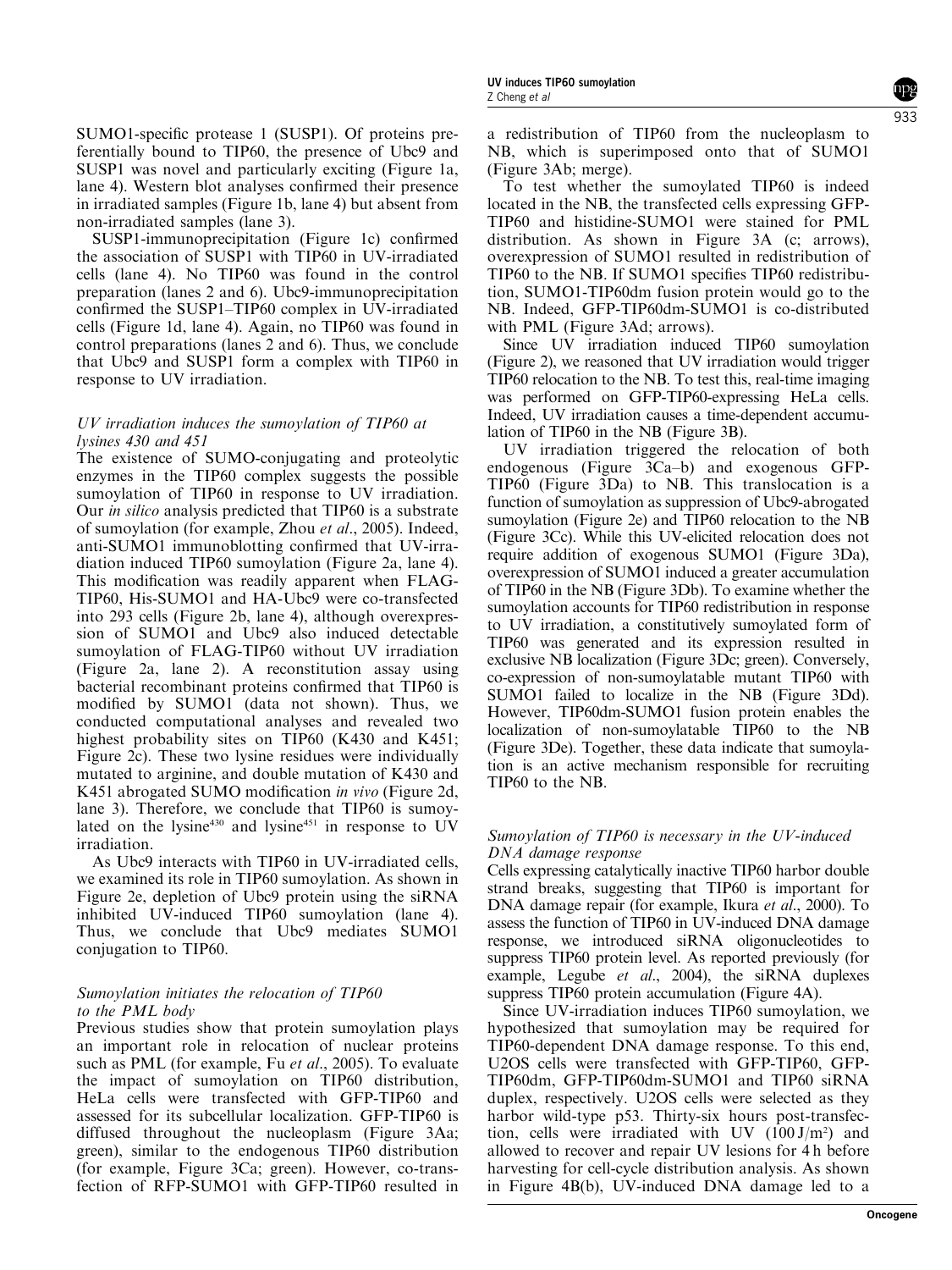SUMO1-specific protease 1 (SUSP1). Of proteins preferentially bound to TIP60, the presence of Ubc9 and SUSP1 was novel and particularly exciting (Figure 1a, lane 4). Western blot analyses confirmed their presence in irradiated samples (Figure 1b, lane 4) but absent from non-irradiated samples (lane 3).

SUSP1-immunoprecipitation (Figure 1c) confirmed the association of SUSP1 with TIP60 in UV-irradiated cells (lane 4). No TIP60 was found in the control preparation (lanes 2 and 6). Ubc9-immunoprecipitation confirmed the SUSP1–TIP60 complex in UV-irradiated cells (Figure 1d, lane 4). Again, no TIP60 was found in control preparations (lanes 2 and 6). Thus, we conclude that Ubc9 and SUSP1 form a complex with TIP60 in response to UV irradiation.

### *UV irradiation induces the sumoylation of TIP60 at lysines 430 and 451*

The existence of SUMO-conjugating and proteolytic enzymes in the TIP60 complex suggests the possible sumoylation of TIP60 in response to UV irradiation. Our *in silico* analysis predicted that TIP60 is a substrate of sumoylation (for example, Zhou *et al*., 2005). Indeed, anti-SUMO1 immunoblotting confirmed that UV-irradiation induced TIP60 sumoylation (Figure 2a, lane 4). This modification was readily apparent when FLAG-TIP60, His-SUMO1 and HA-Ubc9 were co-transfected into 293 cells (Figure 2b, lane 4), although overexpression of SUMO1 and Ubc9 also induced detectable sumoylation of FLAG-TIP60 without UV irradiation (Figure 2a, lane 2). A reconstitution assay using bacterial recombinant proteins confirmed that TIP60 is modified by SUMO1 (data not shown). Thus, we conducted computational analyses and revealed two highest probability sites on TIP60 (K430 and K451; Figure 2c). These two lysine residues were individually mutated to arginine, and double mutation of K430 and K451 abrogated SUMO modification *in vivo* (Figure 2d, lane 3). Therefore, we conclude that TIP60 is sumoylated on the lysine$^{430}$ and lysine$^{451}$ in response to UV irradiation.

As Ubc9 interacts with TIP60 in UV-irradiated cells, we examined its role in TIP60 sumoylation. As shown in Figure 2e, depletion of Ubc9 protein using the siRNA inhibited UV-induced TIP60 sumoylation (lane 4). Thus, we conclude that Ubc9 mediates SUMO1 conjugation to TIP60.

### *Sumoylation initiates the relocation of TIP60 to the PML body*

Previous studies show that protein sumoylation plays an important role in relocation of nuclear proteins such as PML (for example, Fu *et al*., 2005). To evaluate the impact of sumoylation on TIP60 distribution, HeLa cells were transfected with GFP-TIP60 and assessed for its subcellular localization. GFP-TIP60 is diffused throughout the nucleoplasm (Figure 3Aa; green), similar to the endogenous TIP60 distribution (for example, Figure 3Ca; green). However, co-transfection of RFP-SUMO1 with GFP-TIP60 resulted in a redistribution of TIP60 from the nucleoplasm to NB, which is superimposed onto that of SUMO1 (Figure 3Ab; merge).

To test whether the sumoylated TIP60 is indeed located in the NB, the transfected cells expressing GFP-TIP60 and histidine-SUMO1 were stained for PML distribution. As shown in Figure 3A (c; arrows), overexpression of SUMO1 resulted in redistribution of TIP60 to the NB. If SUMO1 specifies TIP60 redistribution, SUMO1-TIP60dm fusion protein would go to the NB. Indeed, GFP-TIP60dm-SUMO1 is co-distributed with PML (Figure 3Ad; arrows).

Since UV irradiation induced TIP60 sumoylation (Figure 2), we reasoned that UV irradiation would trigger TIP60 relocation to the NB. To test this, real-time imaging was performed on GFP-TIP60-expressing HeLa cells. Indeed, UV irradiation causes a time-dependent accumulation of TIP60 in the NB (Figure 3B).

UV irradiation triggered the relocation of both endogenous (Figure 3Ca–b) and exogenous GFP-TIP60 (Figure 3Da) to NB. This translocation is a function of sumoylation as suppression of Ubc9-abrogated sumoylation (Figure 2e) and TIP60 relocation to the NB (Figure 3Cc). While this UV-elicited relocation does not require addition of exogenous SUMO1 (Figure 3Da), overexpression of SUMO1 induced a greater accumulation of TIP60 in the NB (Figure 3Db). To examine whether the sumoylation accounts for TIP60 redistribution in response to UV irradiation, a constitutively sumoylated form of TIP60 was generated and its expression resulted in exclusive NB localization (Figure 3Dc; green). Conversely, co-expression of non-sumoylatable mutant TIP60 with SUMO1 failed to localize in the NB (Figure 3Dd). However, TIP60dm-SUMO1 fusion protein enables the localization of non-sumoylatable TIP60 to the NB (Figure 3De). Together, these data indicate that sumoylation is an active mechanism responsible for recruiting TIP60 to the NB.

### *Sumoylation of TIP60 is necessary in the UV-induced DNA damage response*

Cells expressing catalytically inactive TIP60 harbor double strand breaks, suggesting that TIP60 is important for DNA damage repair (for example, Ikura *et al*., 2000). To assess the function of TIP60 in UV-induced DNA damage response, we introduced siRNA oligonucleotides to suppress TIP60 protein level. As reported previously (for example, Legube *et al*., 2004), the siRNA duplexes suppress TIP60 protein accumulation (Figure 4A).

Since UV-irradiation induces TIP60 sumoylation, we hypothesized that sumoylation may be required for TIP60-dependent DNA damage response. To this end, U2OS cells were transfected with GFP-TIP60, GFP-TIP60dm, GFP-TIP60dm-SUMO1 and TIP60 siRNA duplex, respectively. U2OS cells were selected as they harbor wild-type p53. Thirty-six hours post-transfection, cells were irradiated with UV (100 J/m$^2$) and allowed to recover and repair UV lesions for 4 h before harvesting for cell-cycle distribution analysis. As shown in Figure 4B(b), UV-induced DNA damage led to a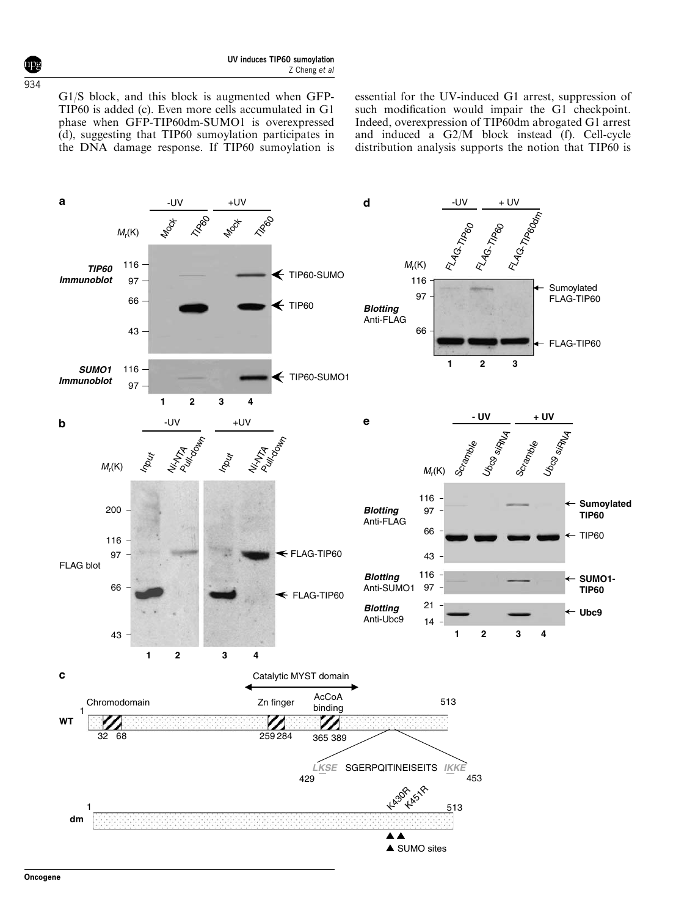G1/S block, and this block is augmented when GFP-TIP60 is added (c). Even more cells accumulated in G1 phase when GFP-TIP60dm-SUMO1 is overexpressed (d), suggesting that TIP60 sumoylation participates in the DNA damage response. If TIP60 sumoylation is essential for the UV-induced G1 arrest, suppression of such modification would impair the G1 checkpoint. Indeed, overexpression of TIP60dm abrogated G1 arrest and induced a G2/M block instead (f). Cell-cycle distribution analysis supports the notion that TIP60 is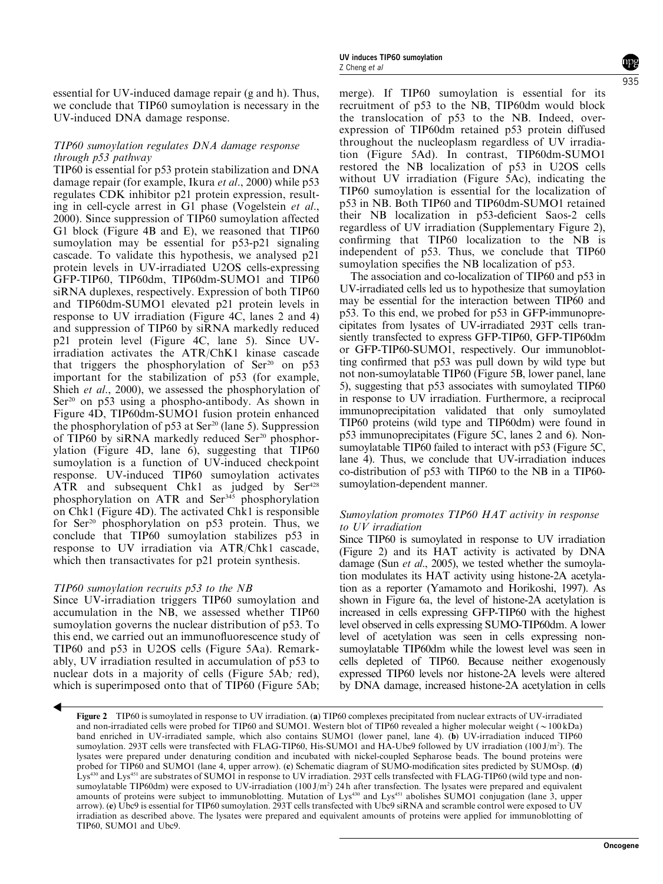essential for UV-induced damage repair (g and h). Thus, we conclude that TIP60 sumoylation is necessary in the UV-induced DNA damage response.

### *TIP60 sumoylation regulates DNA damage response through p53 pathway*

TIP60 is essential for p53 protein stabilization and DNA damage repair (for example, Ikura *et al*., 2000) while p53 regulates CDK inhibitor p21 protein expression, resulting in cell-cycle arrest in G1 phase (Vogelstein *et al*., 2000). Since suppression of TIP60 sumoylation affected G1 block (Figure 4B and E), we reasoned that TIP60 sumoylation may be essential for p53-p21 signaling cascade. To validate this hypothesis, we analysed p21 protein levels in UV-irradiated U2OS cells-expressing GFP-TIP60, TIP60dm, TIP60dm-SUMO1 and TIP60 siRNA duplexes, respectively. Expression of both TIP60 and TIP60dm-SUMO1 elevated p21 protein levels in response to UV irradiation (Figure 4C, lanes 2 and 4) and suppression of TIP60 by siRNA markedly reduced p21 protein level (Figure 4C, lane 5). Since UV-irradiation activates the ATR/ChK1 kinase cascade that triggers the phosphorylation of Ser[20] on p53 important for the stabilization of p53 (for example, Shieh *et al*., 2000), we assessed the phosphorylation of Ser[20] on p53 using a phospho-antibody. As shown in Figure 4D, TIP60dm-SUMO1 fusion protein enhanced the phosphorylation of p53 at Ser[20] (lane 5). Suppression of TIP60 by siRNA markedly reduced Ser[20] phosphorylation (Figure 4D, lane 6), suggesting that TIP60 sumoylation is a function of UV-induced checkpoint response. UV-induced TIP60 sumoylation activates ATR and subsequent Chk1 as judged by Ser[428] phosphorylation on ATR and Ser[345] phosphorylation on Chk1 (Figure 4D). The activated Chk1 is responsible for Ser[20] phosphorylation on p53 protein. Thus, we conclude that TIP60 sumoylation stabilizes p53 in response to UV irradiation via ATR/Chk1 cascade, which then transactivates for p21 protein synthesis.

### *TIP60 sumoylation recruits p53 to the NB*

Since UV-irradiation triggers TIP60 sumoylation and accumulation in the NB, we assessed whether TIP60 sumoylation governs the nuclear distribution of p53. To this end, we carried out an immunofluorescence study of TIP60 and p53 in U2OS cells (Figure 5Aa). Remarkably, UV irradiation resulted in accumulation of p53 to nuclear dots in a majority of cells (Figure 5Ab; red), which is superimposed onto that of TIP60 (Figure 5Ab; merge). If TIP60 sumoylation is essential for its recruitment of p53 to the NB, TIP60dm would block the translocation of p53 to the NB. Indeed, overexpression of TIP60dm retained p53 protein diffused throughout the nucleoplasm regardless of UV irradiation (Figure 5Ad). In contrast, TIP60dm-SUMO1 restored the NB localization of p53 in U2OS cells without UV irradiation (Figure 5Ac), indicating the TIP60 sumoylation is essential for the localization of p53 in NB. Both TIP60 and TIP60dm-SUMO1 retained their NB localization in p53-deficient Saos-2 cells regardless of UV irradiation (Supplementary Figure 2), confirming that TIP60 localization to the NB is independent of p53. Thus, we conclude that TIP60 sumoylation specifies the NB localization of p53.

The association and co-localization of TIP60 and p53 in UV-irradiated cells led us to hypothesize that sumoylation may be essential for the interaction between TIP60 and p53. To this end, we probed for p53 in GFP-immunoprecipitates from lysates of UV-irradiated 293T cells transiently transfected to express GFP-TIP60, GFP-TIP60dm or GFP-TIP60-SUMO1, respectively. Our immunoblotting confirmed that p53 was pull down by wild type but not non-sumoylatable TIP60 (Figure 5B, lower panel, lane 5), suggesting that p53 associates with sumoylated TIP60 in response to UV irradiation. Furthermore, a reciprocal immunoprecipitation validated that only sumoylated TIP60 proteins (wild type and TIP60dm) were found in p53 immunoprecipitates (Figure 5C, lanes 2 and 6). Non-sumoylatable TIP60 failed to interact with p53 (Figure 5C, lane 4). Thus, we conclude that UV-irradiation induces co-distribution of p53 with TIP60 to the NB in a TIP60-sumoylation-dependent manner.

### *Sumoylation promotes TIP60 HAT activity in response to UV irradiation*

Since TIP60 is sumoylated in response to UV irradiation (Figure 2) and its HAT activity is activated by DNA damage (Sun *et al*., 2005), we tested whether the sumoylation modulates its HAT activity using histone-2A acetylation as a reporter (Yamamoto and Horikoshi, 1997). As shown in Figure 6a, the level of histone-2A acetylation is increased in cells expressing GFP-TIP60 with the highest level observed in cells expressing SUMO-TIP60dm. A lower level of acetylation was seen in cells expressing non-sumoylatable TIP60dm while the lowest level was seen in cells depleted of TIP60. Because neither exogenously expressed TIP60 levels nor histone-2A levels were altered by DNA damage, increased histone-2A acetylation in cells

**Figure 2** TIP60 is sumoylated in response to UV irradiation. (**a**) TIP60 complexes precipitated from nuclear extracts of UV-irradiated and non-irradiated cells were probed for TIP60 and SUMO1. Western blot of TIP60 revealed a higher molecular weight (~100 kDa) band enriched in UV-irradiated sample, which also contains SUMO1 (lower panel, lane 4). (**b**) UV-irradiation induced TIP60 sumoylation. 293T cells were transfected with FLAG-TIP60, His-SUMO1 and HA-Ubc9 followed by UV irradiation (100 J/m$^2$). The lysates were prepared under denaturing condition and incubated with nickel-coupled Sepharose beads. The bound proteins were probed for TIP60 and SUMO1 (lane 4, upper arrow). (**c**) Schematic diagram of SUMO-modification sites predicted by SUMOsp. (**d**) Lys[430] and Lys[451] are substrates of SUMO1 in response to UV irradiation. 293T cells transfected with FLAG-TIP60 (wild type and non-sumoylatable TIP60dm) were exposed to UV-irradiation (100 J/m$^2$) 24 h after transfection. The lysates were prepared and equivalent amounts of proteins were subject to immunoblotting. Mutation of Lys[430] and Lys[451] abolishes SUMO1 conjugation (lane 3, upper arrow). (**e**) Ubc9 is essential for TIP60 sumoylation. 293T cells transfected with Ubc9 siRNA and scramble control were exposed to UV irradiation as described above. The lysates were prepared and equivalent amounts of proteins were applied for immunoblotting of TIP60, SUMO1 and Ubc9.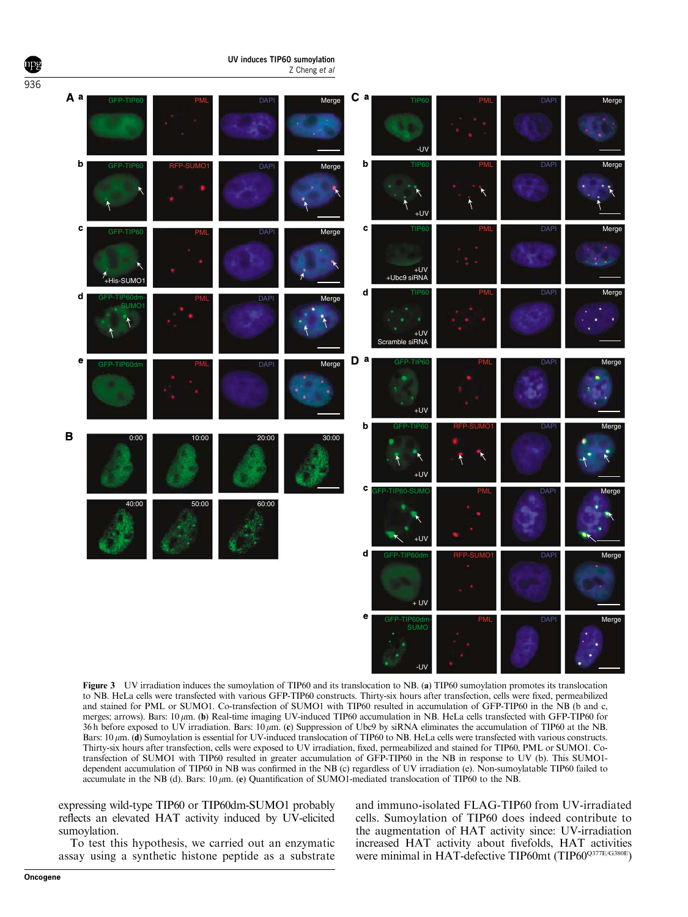**Figure 3** UV irradiation induces the sumoylation of TIP60 and its translocation to NB. (**a**) TIP60 sumoylation promotes its translocation to NB. HeLa cells were transfected with various GFP-TIP60 constructs. Thirty-six hours after transfection, cells were fixed, permeabilized and stained for PML or SUMO1. Co-transfection of SUMO1 with TIP60 resulted in accumulation of GFP-TIP60 in the NB (b and c, merges; arrows). Bars: 10 $\mu$m. (**b**) Real-time imaging UV-induced TIP60 accumulation in NB. HeLa cells transfected with GFP-TIP60 for 36 h before exposed to UV irradiation. Bars: 10 $\mu$m. (**c**) Suppression of Ubc9 by siRNA eliminates the accumulation of TIP60 at the NB. Bars: 10 $\mu$m. (**d**) Sumoylation is essential for UV-induced translocation of TIP60 to NB. HeLa cells were transfected with various constructs. Thirty-six hours after transfection, cells were exposed to UV irradiation, fixed, permeabilized and stained for TIP60, PML or SUMO1. Co-transfection of SUMO1 with TIP60 resulted in greater accumulation of GFP-TIP60 in the NB in response to UV (b). This SUMO1-dependent accumulation of TIP60 in NB was confirmed in the NB (c) regardless of UV irradiation (e). Non-sumoylatable TIP60 failed to accumulate in the NB (d). Bars: 10 $\mu$m. (**e**) Quantification of SUMO1-mediated translocation of TIP60 to the NB.

expressing wild-type TIP60 or TIP60dm-SUMO1 probably reflects an elevated HAT activity induced by UV-elicited sumoylation.

To test this hypothesis, we carried out an enzymatic assay using a synthetic histone peptide as a substrate and immuno-isolated FLAG-TIP60 from UV-irradiated cells. Sumoylation of TIP60 does indeed contribute to the augmentation of HAT activity since: UV-irradiation increased HAT activity about fivefolds, HAT activities were minimal in HAT-defective TIP60mt (TIP60$^{Q377E/G380E}$)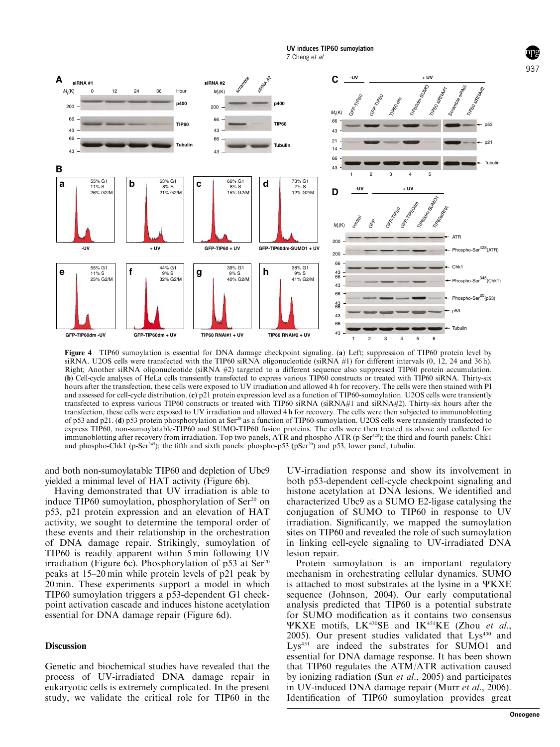**Figure 4** TIP60 sumoylation is essential for DNA damage checkpoint signaling. (**a**) Left; suppression of TIP60 protein level by siRNA. U2OS cells were transfected with the TIP60 siRNA oligonucleotide (siRNA #1) for different intervals (0, 12, 24 and 36 h). Right; Another siRNA oligonucleotide (siRNA #2) targeted to a different sequence also suppressed TIP60 protein accumulation. (**b**) Cell-cycle analyses of HeLa cells transiently transfected to express various TIP60 constructs or treated with TIP60 siRNA. Thirty-six hours after the transfection, these cells were exposed to UV irradiation and allowed 4 h for recovery. The cells were then stained with PI and assessed for cell-cycle distribution. (**c**) p21 protein expression level as a function of TIP60-sumoylation. U2OS cells were transiently transfected to express various TIP60 constructs or treated with TIP60 siRNA (siRNA#1 and siRNA#2). Thirty-six hours after the transfection, these cells were exposed to UV irradiation and allowed 4 h for recovery. The cells were then subjected to immunoblotting of p53 and p21. (**d**) p53 protein phosphorylation at Ser[20] as a function of TIP60-sumoylation. U2OS cells were transiently transfected to express TIP60, non-sumoylatable-TIP60 and SUMO-TIP60 fusion proteins. The cells were then treated as above and collected for immunoblotting after recovery from irradiation. Top two panels, ATR and phospho-ATR (p-Ser[428]); the third and fourth panels: Chk1 and phospho-Chk1 (p-Ser[345]); the fifth and sixth panels: phospho-p53 (pSer[20]) and p53, lower panel, tubulin.

and both non-sumoylatable TIP60 and depletion of Ubc9 yielded a minimal level of HAT activity (Figure 6b).

Having demonstrated that UV irradiation is able to induce TIP60 sumoylation, phosphorylation of Ser[20] on p53, p21 protein expression and an elevation of HAT activity, we sought to determine the temporal order of these events and their relationship in the orchestration of DNA damage repair. Strikingly, sumoylation of TIP60 is readily apparent within 5 min following UV irradiation (Figure 6c). Phosphorylation of p53 at Ser[20] peaks at 15–20 min while protein levels of p21 peak by 20 min. These experiments support a model in which TIP60 sumoylation triggers a p53-dependent G1 checkpoint activation cascade and induces histone acetylation essential for DNA damage repair (Figure 6d).

## Discussion

Genetic and biochemical studies have revealed that the process of UV-irradiated DNA damage repair in eukaryotic cells is extremely complicated. In the present study, we validate the critical role for TIP60 in the UV-irradiation response and show its involvement in both p53-dependent cell-cycle checkpoint signaling and histone acetylation at DNA lesions. We identified and characterized Ubc9 as a SUMO E2-ligase catalysing the conjugation of SUMO to TIP60 in response to UV irradiation. Significantly, we mapped the sumoylation sites on TIP60 and revealed the role of such sumoylation in linking cell-cycle signaling to UV-irradiated DNA lesion repair.

Protein sumoylation is an important regulatory mechanism in orchestrating cellular dynamics. SUMO is attached to most substrates at the lysine in a ΨKXE sequence (Johnson, 2004). Our early computational analysis predicted that TIP60 is a potential substrate for SUMO modification as it contains two consensus ΨKXE motifs, LK[430]SE and IK[451]KE (Zhou *et al.*, 2005). Our present studies validated that Lys[430] and Lys[451] are indeed the substrates for SUMO1 and essential for DNA damage response. It has been shown that TIP60 regulates the ATM/ATR activation caused by ionizing radiation (Sun *et al.*, 2005) and participates in UV-induced DNA damage repair (Murr *et al.*, 2006). Identification of TIP60 sumoylation provides great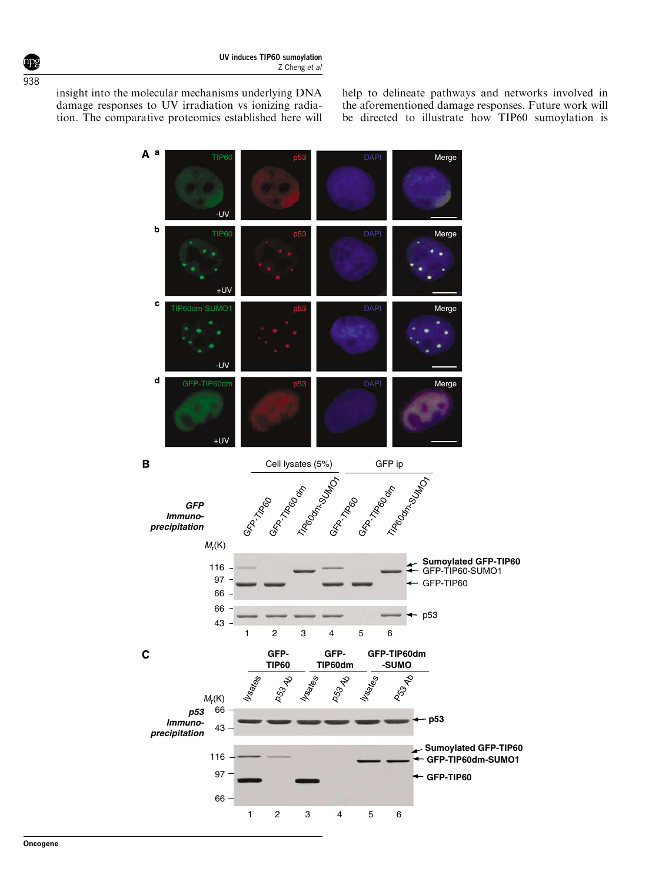insight into the molecular mechanisms underlying DNA damage responses to UV irradiation vs ionizing radiation. The comparative proteomics established here will help to delineate pathways and networks involved in the aforementioned damage responses. Future work will be directed to illustrate how TIP60 sumoylation is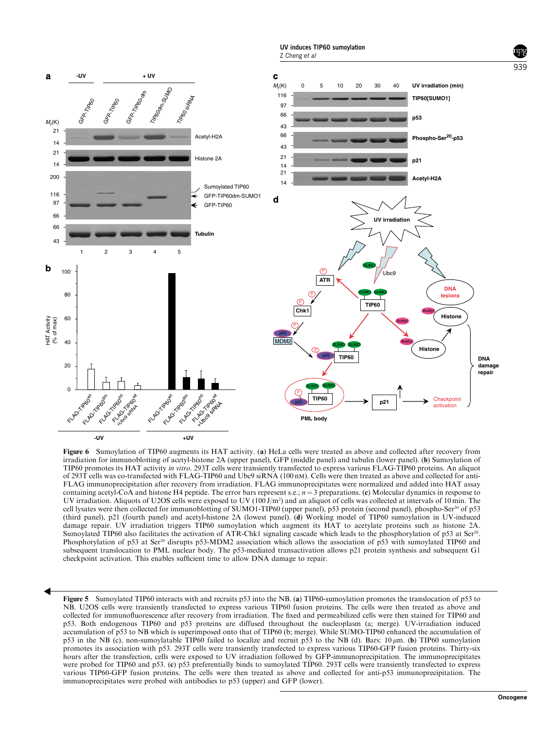**Figure 6** Sumoylation of TIP60 augments its HAT activity. (**a**) HeLa cells were treated as above and collected after recovery from irradiation for immunoblotting of acetyl-histone 2A (upper panel), GFP (middle panel) and tubulin (lower panel). (**b**) Sumoylation of TIP60 promotes its HAT activity *in vitro*. 293T cells were transiently transfected to express various FLAG-TIP60 proteins. An aliquot of 293T cells was co-transfected with FLAG-TIP60 and Ubc9 siRNA (100 nM). Cells were then treated as above and collected for anti-FLAG immunoprecipitation after recovery from irradiation. FLAG immunoprecipitates were normalized and added into HAT assay containing acetyl-CoA and histone H4 peptide. The error bars represent s.e.; $n = 3$ preparations. (**c**) Molecular dynamics in response to UV irradiation. Aliquots of U2OS cells were exposed to UV (100 J/m$^2$) and an aliquot of cells was collected at intervals of 10 min. The cell lysates were then collected for immunoblotting of SUMO1-TIP60 (upper panel), p53 protein (second panel), phospho-Ser$^{20}$ of p53 (third panel), p21 (fourth panel) and acetyl-histone 2A (lowest panel). (**d**) Working model of TIP60 sumoylation in UV-induced damage repair. UV irradiation triggers TIP60 sumoylation which augment its HAT to acetylate proteins such as histone 2A. Sumoylated TIP60 also facilitates the activation of ATR-Chk1 signaling cascade which leads to the phosphorylation of p53 at Ser$^{20}$. Phosphorylation of p53 at Ser$^{20}$ disrupts p53-MDM2 association which allows the association of p53 with sumoylated TIP60 and subsequent translocation to PML nuclear body. The p53-mediated transactivation allows p21 protein synthesis and subsequent G1 checkpoint activation. This enables sufficient time to allow DNA damage to repair.

**Figure 5** Sumoylated TIP60 interacts with and recruits p53 into the NB. (**a**) TIP60-sumoylation promotes the translocation of p53 to NB. U2OS cells were transiently transfected to express various TIP60 fusion proteins. The cells were then treated as above and collected for immunofluorescence after recovery from irradiation. The fixed and permeabilized cells were then stained for TIP60 and p53. Both endogenous TIP60 and p53 proteins are diffused throughout the nucleoplasm (a; merge). UV-irradiation induced accumulation of p53 to NB which is superimposed onto that of TIP60 (b; merge). While SUMO-TIP60 enhanced the accumulation of p53 in the NB (c), non-sumoylatable TIP60 failed to localize and recruit p53 to the NB (d). Bars: 10 $\mu$m. (**b**) TIP60 sumoylation promotes its association with p53. 293T cells were transiently transfected to express various TIP60-GFP fusion proteins. Thirty-six hours after the transfection, cells were exposed to UV irradiation followed by GFP-immunoprecipitation. The immunoprecipitates were probed for TIP60 and p53. (**c**) p53 preferentially binds to sumoylated TIP60. 293T cells were transiently transfected to express various TIP60-GFP fusion proteins. The cells were then treated as above and collected for anti-p53 immunoprecipitation. The immunoprecipitates were probed with antibodies to p53 (upper) and GFP (lower).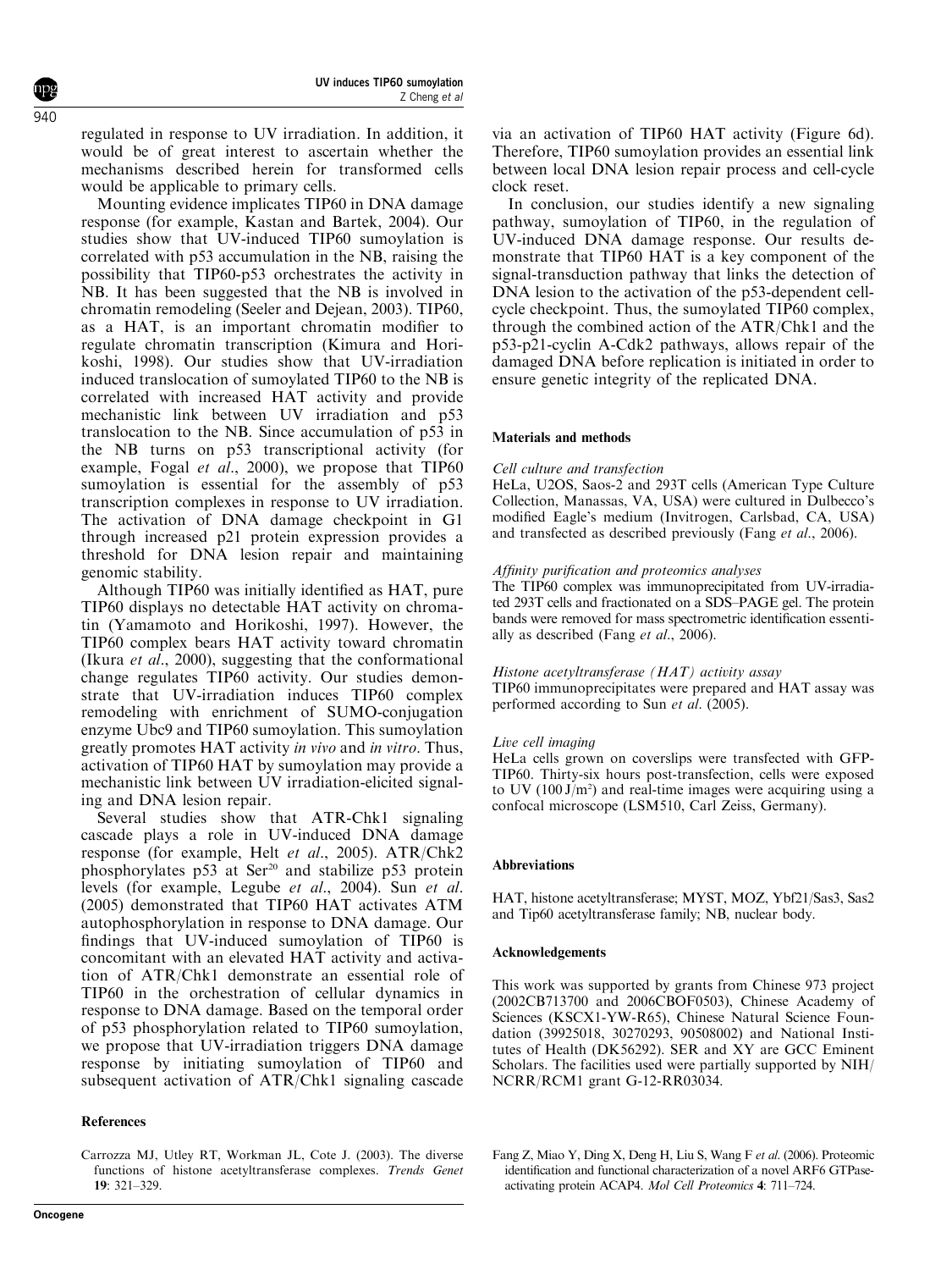regulated in response to UV irradiation. In addition, it would be of great interest to ascertain whether the mechanisms described herein for transformed cells would be applicable to primary cells.

Mounting evidence implicates TIP60 in DNA damage response (for example, Kastan and Bartek, 2004). Our studies show that UV-induced TIP60 sumoylation is correlated with p53 accumulation in the NB, raising the possibility that TIP60-p53 orchestrates the activity in NB. It has been suggested that the NB is involved in chromatin remodeling (Seeler and Dejean, 2003). TIP60, as a HAT, is an important chromatin modifier to regulate chromatin transcription (Kimura and Horikoshi, 1998). Our studies show that UV-irradiation induced translocation of sumoylated TIP60 to the NB is correlated with increased HAT activity and provide mechanistic link between UV irradiation and p53 translocation to the NB. Since accumulation of p53 in the NB turns on p53 transcriptional activity (for example, Fogal *et al*., 2000), we propose that TIP60 sumoylation is essential for the assembly of p53 transcription complexes in response to UV irradiation. The activation of DNA damage checkpoint in G1 through increased p21 protein expression provides a threshold for DNA lesion repair and maintaining genomic stability.

Although TIP60 was initially identified as HAT, pure TIP60 displays no detectable HAT activity on chromatin (Yamamoto and Horikoshi, 1997). However, the TIP60 complex bears HAT activity toward chromatin (Ikura *et al*., 2000), suggesting that the conformational change regulates TIP60 activity. Our studies demonstrate that UV-irradiation induces TIP60 complex remodeling with enrichment of SUMO-conjugation enzyme Ubc9 and TIP60 sumoylation. This sumoylation greatly promotes HAT activity *in vivo* and *in vitro*. Thus, activation of TIP60 HAT by sumoylation may provide a mechanistic link between UV irradiation-elicited signaling and DNA lesion repair.

Several studies show that ATR-Chk1 signaling cascade plays a role in UV-induced DNA damage response (for example, Helt *et al*., 2005). ATR/Chk2 phosphorylates p53 at Ser[20] and stabilize p53 protein levels (for example, Legube *et al*., 2004). Sun *et al*. (2005) demonstrated that TIP60 HAT activates ATM autophosphorylation in response to DNA damage. Our findings that UV-induced sumoylation of TIP60 is concomitant with an elevated HAT activity and activation of ATR/Chk1 demonstrate an essential role of TIP60 in the orchestration of cellular dynamics in response to DNA damage. Based on the temporal order of p53 phosphorylation related to TIP60 sumoylation, we propose that UV-irradiation triggers DNA damage response by initiating sumoylation of TIP60 and subsequent activation of ATR/Chk1 signaling cascade via an activation of TIP60 HAT activity (Figure 6d). Therefore, TIP60 sumoylation provides an essential link between local DNA lesion repair process and cell-cycle clock reset.

In conclusion, our studies identify a new signaling pathway, sumoylation of TIP60, in the regulation of UV-induced DNA damage response. Our results demonstrate that TIP60 HAT is a key component of the signal-transduction pathway that links the detection of DNA lesion to the activation of the p53-dependent cell-cycle checkpoint. Thus, the sumoylated TIP60 complex, through the combined action of the ATR/Chk1 and the p53-p21-cyclin A-Cdk2 pathways, allows repair of the damaged DNA before replication is initiated in order to ensure genetic integrity of the replicated DNA.

## Materials and methods

### *Cell culture and transfection*

HeLa, U2OS, Saos-2 and 293T cells (American Type Culture Collection, Manassas, VA, USA) were cultured in Dulbecco's modified Eagle's medium (Invitrogen, Carlsbad, CA, USA) and transfected as described previously (Fang *et al*., 2006).

### *Affinity purification and proteomics analyses*

The TIP60 complex was immunoprecipitated from UV-irradiated 293T cells and fractionated on a SDS–PAGE gel. The protein bands were removed for mass spectrometric identification essentially as described (Fang *et al*., 2006).

### *Histone acetyltransferase (HAT) activity assay*

TIP60 immunoprecipitates were prepared and HAT assay was performed according to Sun *et al*. (2005).

### *Live cell imaging*

HeLa cells grown on coverslips were transfected with GFP-TIP60. Thirty-six hours post-transfection, cells were exposed to UV (100 J/m$^2$) and real-time images were acquiring using a confocal microscope (LSM510, Carl Zeiss, Germany).

## Abbreviations

HAT, histone acetyltransferase; MYST, MOZ, Ybf21/Sas3, Sas2 and Tip60 acetyltransferase family; NB, nuclear body.

## Acknowledgements

This work was supported by grants from Chinese 973 project (2002CB713700 and 2006CBOF0503), Chinese Academy of Sciences (KSCX1-YW-R65), Chinese Natural Science Foundation (39925018, 30270293, 90508002) and National Institutes of Health (DK56292). SER and XY are GCC Eminent Scholars. The facilities used were partially supported by NIH/NCRR/RCM1 grant G-12-RR03034.

## References

Carrozza MJ, Utley RT, Workman JL, Cote J. (2003). The diverse functions of histone acetyltransferase complexes. *Trends Genet* **19**: 321–329.

Fang Z, Miao Y, Ding X, Deng H, Liu S, Wang F *et al*. (2006). Proteomic identification and functional characterization of a novel ARF6 GTPase-activating protein ACAP4. *Mol Cell Proteomics* **4**: 711–724.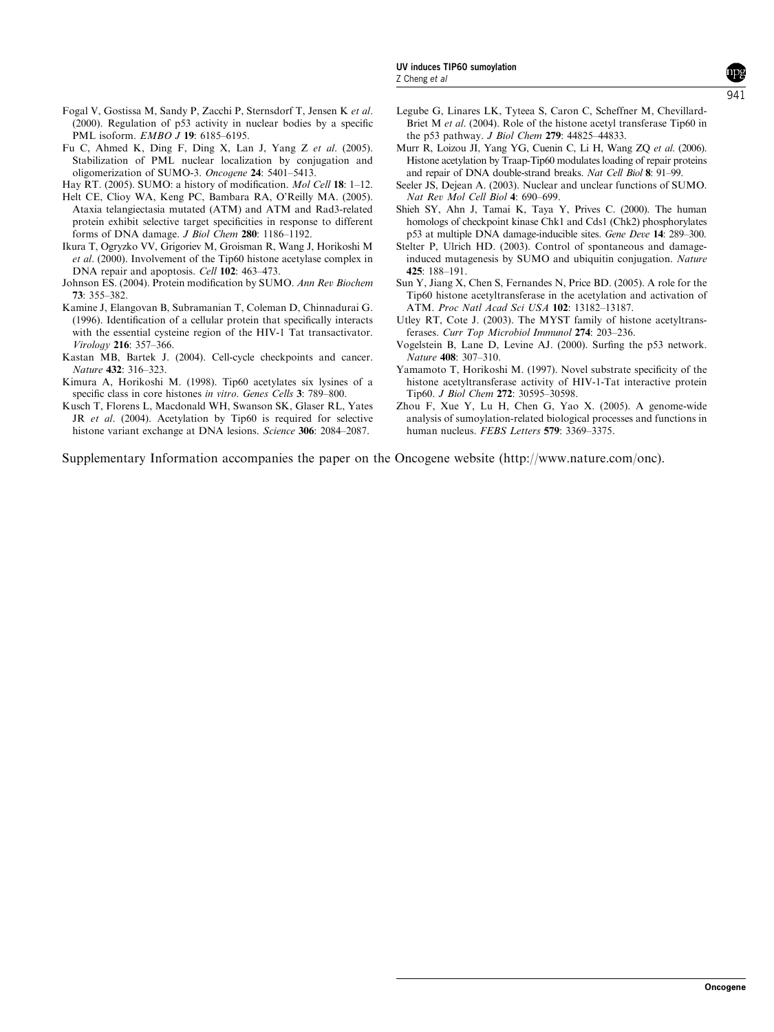Fogal V, Gostissa M, Sandy P, Zacchi P, Sternsdorf T, Jensen K *et al*. (2000). Regulation of p53 activity in nuclear bodies by a specific PML isoform. *EMBO J* **19**: 6185–6195.

Fu C, Ahmed K, Ding F, Ding X, Lan J, Yang Z *et al*. (2005). Stabilization of PML nuclear localization by conjugation and oligomerization of SUMO-3. *Oncogene* **24**: 5401–5413.

Hay RT. (2005). SUMO: a history of modification. *Mol Cell* **18**: 1–12.

Helt CE, Clioy WA, Keng PC, Bambara RA, O'Reilly MA. (2005). Ataxia telangiectasia mutated (ATM) and ATM and Rad3-related protein exhibit selective target specificities in response to different forms of DNA damage. *J Biol Chem* **280**: 1186–1192.

Ikura T, Ogryzko VV, Grigoriev M, Groisman R, Wang J, Horikoshi M *et al*. (2000). Involvement of the Tip60 histone acetylase complex in DNA repair and apoptosis. *Cell* **102**: 463–473.

Johnson ES. (2004). Protein modification by SUMO. *Ann Rev Biochem* **73**: 355–382.

Kamine J, Elangovan B, Subramanian T, Coleman D, Chinnadurai G. (1996). Identification of a cellular protein that specifically interacts with the essential cysteine region of the HIV-1 Tat transactivator. *Virology* **216**: 357–366.

Kastan MB, Bartek J. (2004). Cell-cycle checkpoints and cancer. *Nature* **432**: 316–323.

Kimura A, Horikoshi M. (1998). Tip60 acetylates six lysines of a specific class in core histones *in vitro*. *Genes Cells* **3**: 789–800.

Kusch T, Florens L, Macdonald WH, Swanson SK, Glaser RL, Yates JR *et al*. (2004). Acetylation by Tip60 is required for selective histone variant exchange at DNA lesions. *Science* **306**: 2084–2087.

Legube G, Linares LK, Tyteea S, Caron C, Scheffner M, Chevillard-Briet M *et al*. (2004). Role of the histone acetyl transferase Tip60 in the p53 pathway. *J Biol Chem* **279**: 44825–44833.

Murr R, Loizou JI, Yang YG, Cuenin C, Li H, Wang ZQ *et al*. (2006). Histone acetylation by Traap-Tip60 modulates loading of repair proteins and repair of DNA double-strand breaks. *Nat Cell Biol* **8**: 91–99.

Seeler JS, Dejean A. (2003). Nuclear and unclear functions of SUMO. *Nat Rev Mol Cell Biol* **4**: 690–699.

Shieh SY, Ahn J, Tamai K, Taya Y, Prives C. (2000). The human homologs of checkpoint kinase Chk1 and Cds1 (Chk2) phosphorylates p53 at multiple DNA damage-inducible sites. *Gene Deve* **14**: 289–300.

Stelter P, Ulrich HD. (2003). Control of spontaneous and damage-induced mutagenesis by SUMO and ubiquitin conjugation. *Nature* **425**: 188–191.

Sun Y, Jiang X, Chen S, Fernandes N, Price BD. (2005). A role for the Tip60 histone acetyltransferase in the acetylation and activation of ATM. *Proc Natl Acad Sci USA* **102**: 13182–13187.

Utley RT, Cote J. (2003). The MYST family of histone acetyltransferases. *Curr Top Microbiol Immunol* **274**: 203–236.

Vogelstein B, Lane D, Levine AJ. (2000). Surfing the p53 network. *Nature* **408**: 307–310.

Yamamoto T, Horikoshi M. (1997). Novel substrate specificity of the histone acetyltransferase activity of HIV-1-Tat interactive protein Tip60. *J Biol Chem* **272**: 30595–30598.

Zhou F, Xue Y, Lu H, Chen G, Yao X. (2005). A genome-wide analysis of sumoylation-related biological processes and functions in human nucleus. *FEBS Letters* **579**: 3369–3375.

Supplementary Information accompanies the paper on the Oncogene website (http://www.nature.com/onc).